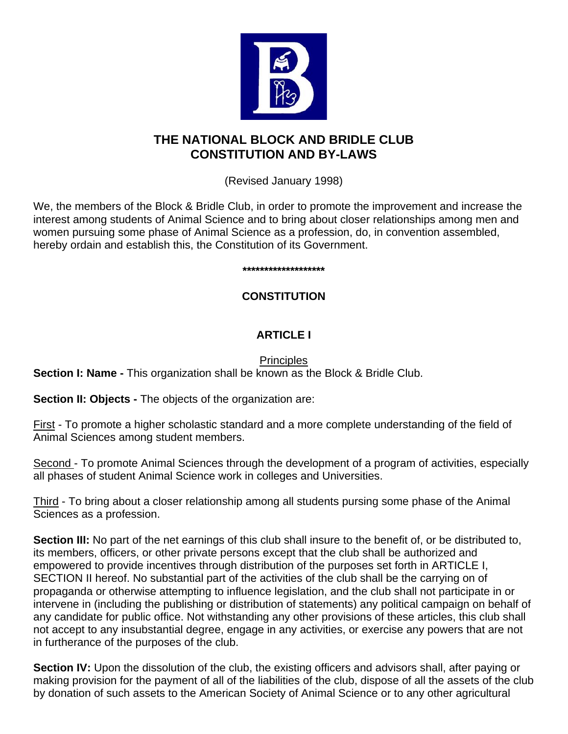# THE NATIONAL BLOCK AND BRIDLE CLUB CONSTITUTION AND BY-LAWS

(Revised January 1998)

We, the members of the Block & Bridle Club, in order to promote the improvement and increase the interest among students of Animal Science and to bring about closer relationships among men and women pursuing some phase of Animal Science as a profession, do, in convention assembled, hereby ordain and establish this, the Constitution of its Government.

*******************

## CONSTITUTION

### ARTICLE I

Principles

**Section I: Name -** This organization shall be known as the Block & Bridle Club.

**Section II: Objects -** The objects of the organization are:

First - To promote a higher scholastic standard and a more complete understanding of the field of Animal Sciences among student members.

Second - To promote Animal Sciences through the development of a program of activities, especially all phases of student Animal Science work in colleges and Universities.

Third - To bring about a closer relationship among all students pursing some phase of the Animal Sciences as a profession.

**Section III:** No part of the net earnings of this club shall insure to the benefit of, or be distributed to, its members, officers, or other private persons except that the club shall be authorized and empowered to provide incentives through distribution of the purposes set forth in ARTICLE I, SECTION II hereof. No substantial part of the activities of the club shall be the carrying on of propaganda or otherwise attempting to influence legislation, and the club shall not participate in or intervene in (including the publishing or distribution of statements) any political campaign on behalf of any candidate for public office. Not withstanding any other provisions of these articles, this club shall not accept to any insubstantial degree, engage in any activities, or exercise any powers that are not in furtherance of the purposes of the club.

**Section IV:** Upon the dissolution of the club, the existing officers and advisors shall, after paying or making provision for the payment of all of the liabilities of the club, dispose of all the assets of the club by donation of such assets to the American Society of Animal Science or to any other agricultural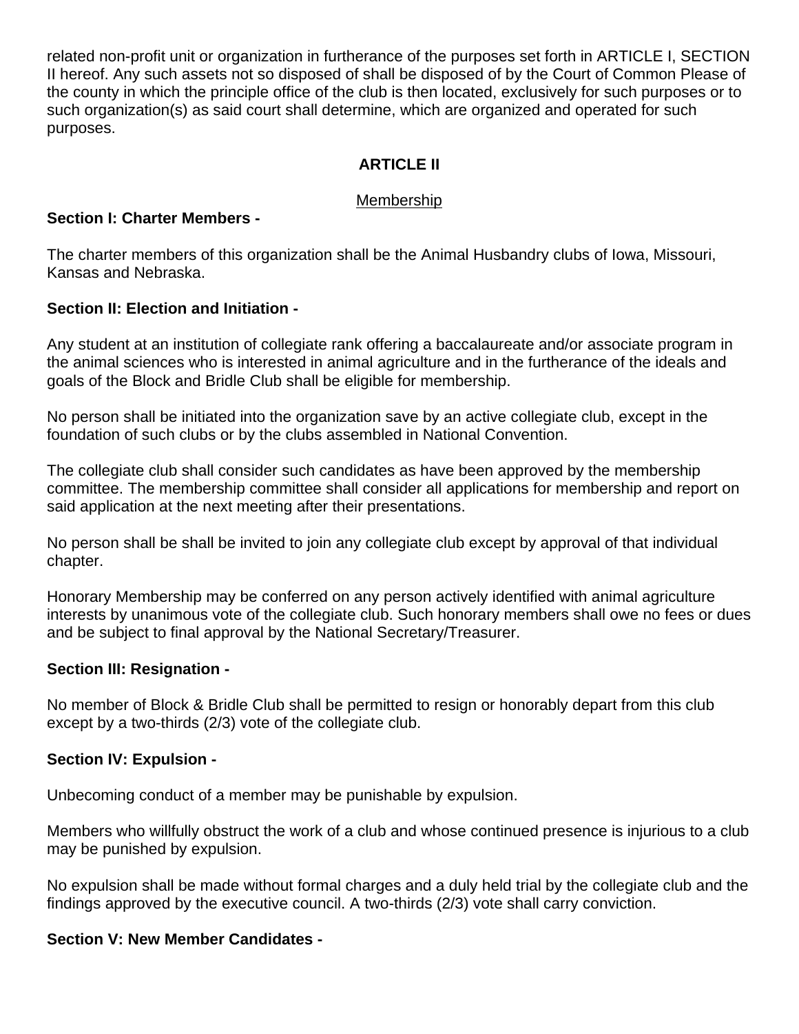related non-profit unit or organization in furtherance of the purposes set forth in ARTICLE I, SECTION II hereof. Any such assets not so disposed of shall be disposed of by the Court of Common Please of the county in which the principle office of the club is then located, exclusively for such purposes or to such organization(s) as said court shall determine, which are organized and operated for such purposes.

## ARTICLE II

Membership

**Section I: Charter Members -**

The charter members of this organization shall be the Animal Husbandry clubs of Iowa, Missouri, Kansas and Nebraska.

**Section II: Election and Initiation -**

Any student at an institution of collegiate rank offering a baccalaureate and/or associate program in the animal sciences who is interested in animal agriculture and in the furtherance of the ideals and goals of the Block and Bridle Club shall be eligible for membership.

No person shall be initiated into the organization save by an active collegiate club, except in the foundation of such clubs or by the clubs assembled in National Convention.

The collegiate club shall consider such candidates as have been approved by the membership committee. The membership committee shall consider all applications for membership and report on said application at the next meeting after their presentations.

No person shall be shall be invited to join any collegiate club except by approval of that individual chapter.

Honorary Membership may be conferred on any person actively identified with animal agriculture interests by unanimous vote of the collegiate club. Such honorary members shall owe no fees or dues and be subject to final approval by the National Secretary/Treasurer.

**Section III: Resignation -**

No member of Block & Bridle Club shall be permitted to resign or honorably depart from this club except by a two-thirds (2/3) vote of the collegiate club.

**Section IV: Expulsion -**

Unbecoming conduct of a member may be punishable by expulsion.

Members who willfully obstruct the work of a club and whose continued presence is injurious to a club may be punished by expulsion.

No expulsion shall be made without formal charges and a duly held trial by the collegiate club and the findings approved by the executive council. A two-thirds (2/3) vote shall carry conviction.

**Section V: New Member Candidates -**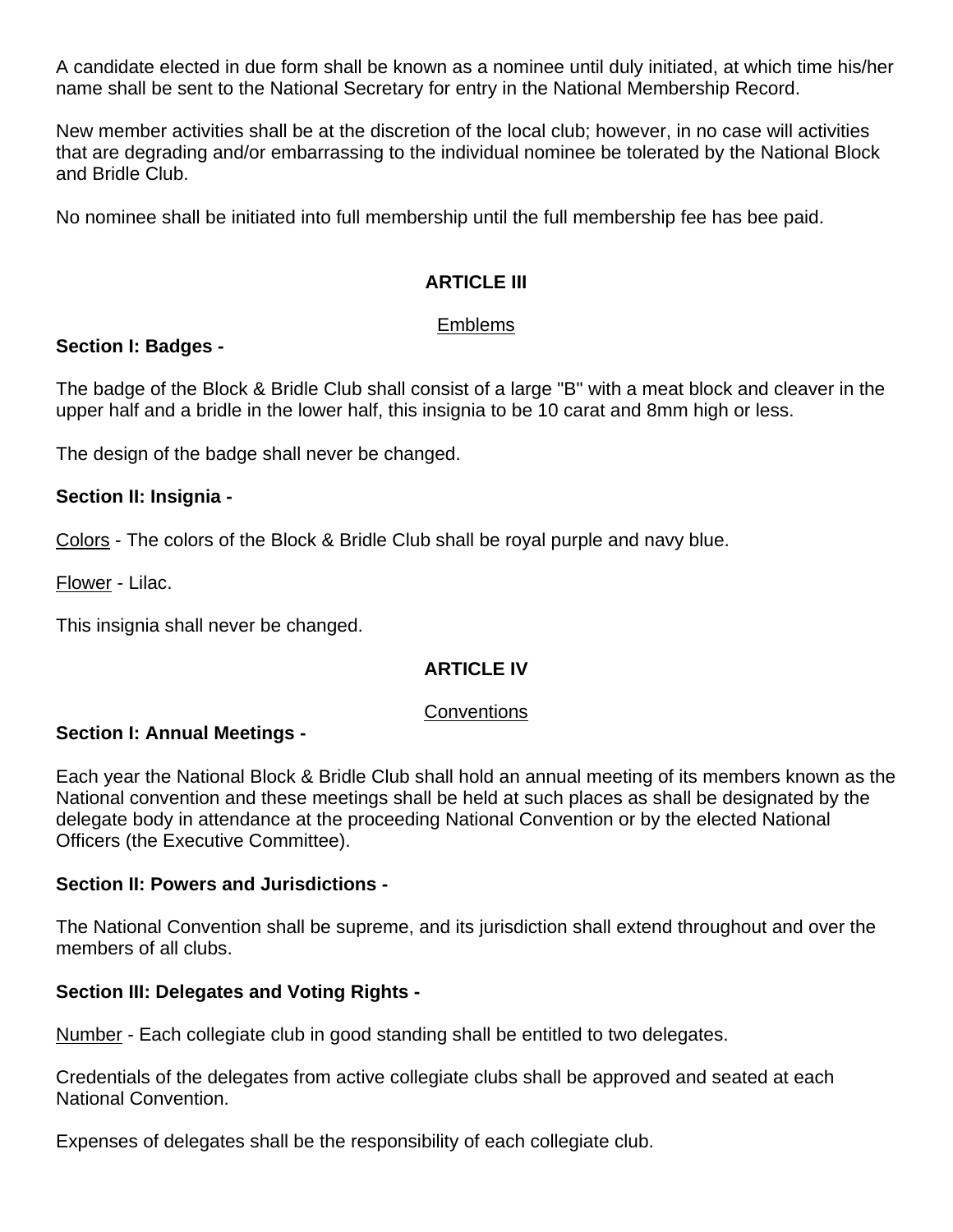A candidate elected in due form shall be known as a nominee until duly initiated, at which time his/her name shall be sent to the National Secretary for entry in the National Membership Record.

New member activities shall be at the discretion of the local club; however, in no case will activities that are degrading and/or embarrassing to the individual nominee be tolerated by the National Block and Bridle Club.

No nominee shall be initiated into full membership until the full membership fee has bee paid.

## ARTICLE III

Emblems

**Section I: Badges -**

The badge of the Block & Bridle Club shall consist of a large "B" with a meat block and cleaver in the upper half and a bridle in the lower half, this insignia to be 10 carat and 8mm high or less.

The design of the badge shall never be changed.

**Section II: Insignia -**

Colors - The colors of the Block & Bridle Club shall be royal purple and navy blue.

Flower - Lilac.

This insignia shall never be changed.

## ARTICLE IV

Conventions

**Section I: Annual Meetings -**

Each year the National Block & Bridle Club shall hold an annual meeting of its members known as the National convention and these meetings shall be held at such places as shall be designated by the delegate body in attendance at the proceeding National Convention or by the elected National Officers (the Executive Committee).

**Section II: Powers and Jurisdictions -**

The National Convention shall be supreme, and its jurisdiction shall extend throughout and over the members of all clubs.

**Section III: Delegates and Voting Rights -**

Number - Each collegiate club in good standing shall be entitled to two delegates.

Credentials of the delegates from active collegiate clubs shall be approved and seated at each National Convention.

Expenses of delegates shall be the responsibility of each collegiate club.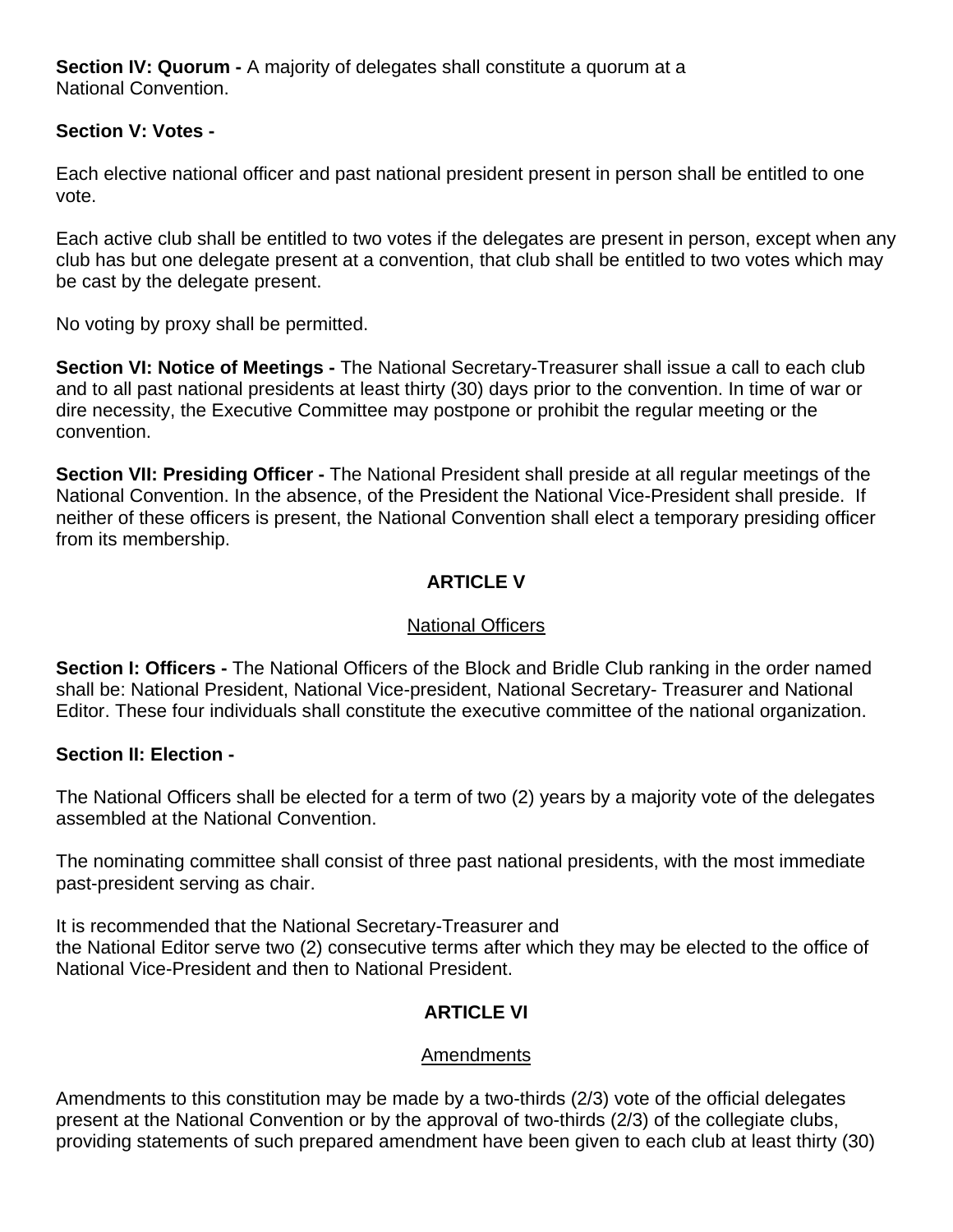**Section IV: Quorum -** A majority of delegates shall constitute a quorum at a National Convention.

**Section V: Votes -**

Each elective national officer and past national president present in person shall be entitled to one vote.

Each active club shall be entitled to two votes if the delegates are present in person, except when any club has but one delegate present at a convention, that club shall be entitled to two votes which may be cast by the delegate present.

No voting by proxy shall be permitted.

**Section VI: Notice of Meetings -** The National Secretary-Treasurer shall issue a call to each club and to all past national presidents at least thirty (30) days prior to the convention. In time of war or dire necessity, the Executive Committee may postpone or prohibit the regular meeting or the convention.

**Section VII: Presiding Officer -** The National President shall preside at all regular meetings of the National Convention. In the absence, of the President the National Vice-President shall preside. If neither of these officers is present, the National Convention shall elect a temporary presiding officer from its membership.

## ARTICLE V

National Officers

**Section I: Officers -** The National Officers of the Block and Bridle Club ranking in the order named shall be: National President, National Vice-president, National Secretary- Treasurer and National Editor. These four individuals shall constitute the executive committee of the national organization.

**Section II: Election -**

The National Officers shall be elected for a term of two (2) years by a majority vote of the delegates assembled at the National Convention.

The nominating committee shall consist of three past national presidents, with the most immediate past-president serving as chair.

It is recommended that the National Secretary-Treasurer and the National Editor serve two (2) consecutive terms after which they may be elected to the office of National Vice-President and then to National President.

## ARTICLE VI

Amendments

Amendments to this constitution may be made by a two-thirds (2/3) vote of the official delegates present at the National Convention or by the approval of two-thirds (2/3) of the collegiate clubs, providing statements of such prepared amendment have been given to each club at least thirty (30)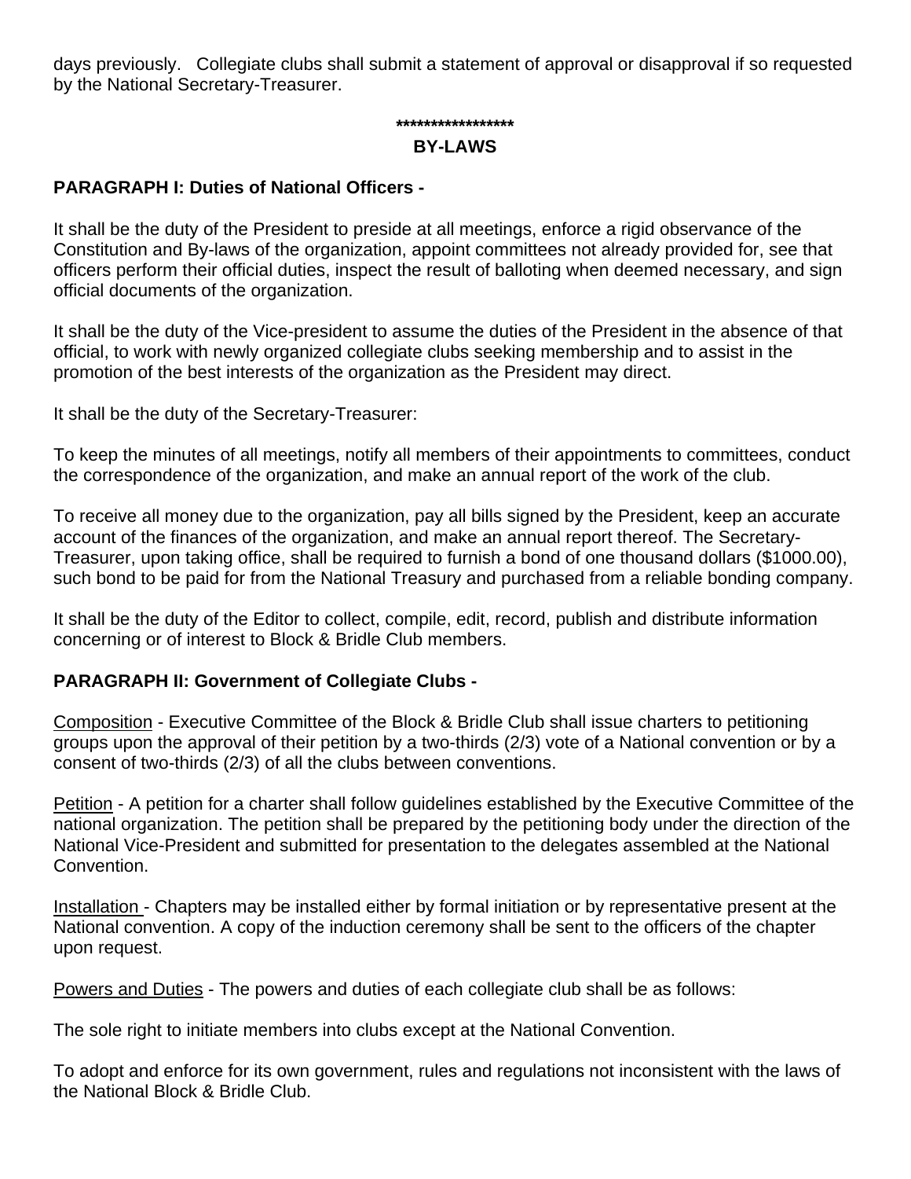days previously. Collegiate clubs shall submit a statement of approval or disapproval if so requested by the National Secretary-Treasurer.

*****************

## BY-LAWS

**PARAGRAPH I: Duties of National Officers -**

It shall be the duty of the President to preside at all meetings, enforce a rigid observance of the Constitution and By-laws of the organization, appoint committees not already provided for, see that officers perform their official duties, inspect the result of balloting when deemed necessary, and sign official documents of the organization.

It shall be the duty of the Vice-president to assume the duties of the President in the absence of that official, to work with newly organized collegiate clubs seeking membership and to assist in the promotion of the best interests of the organization as the President may direct.

It shall be the duty of the Secretary-Treasurer:

To keep the minutes of all meetings, notify all members of their appointments to committees, conduct the correspondence of the organization, and make an annual report of the work of the club.

To receive all money due to the organization, pay all bills signed by the President, keep an accurate account of the finances of the organization, and make an annual report thereof. The Secretary-Treasurer, upon taking office, shall be required to furnish a bond of one thousand dollars ($1000.00), such bond to be paid for from the National Treasury and purchased from a reliable bonding company.

It shall be the duty of the Editor to collect, compile, edit, record, publish and distribute information concerning or of interest to Block & Bridle Club members.

**PARAGRAPH II: Government of Collegiate Clubs -**

Composition - Executive Committee of the Block & Bridle Club shall issue charters to petitioning groups upon the approval of their petition by a two-thirds (2/3) vote of a National convention or by a consent of two-thirds (2/3) of all the clubs between conventions.

Petition - A petition for a charter shall follow guidelines established by the Executive Committee of the national organization. The petition shall be prepared by the petitioning body under the direction of the National Vice-President and submitted for presentation to the delegates assembled at the National Convention.

Installation - Chapters may be installed either by formal initiation or by representative present at the National convention. A copy of the induction ceremony shall be sent to the officers of the chapter upon request.

Powers and Duties - The powers and duties of each collegiate club shall be as follows:

The sole right to initiate members into clubs except at the National Convention.

To adopt and enforce for its own government, rules and regulations not inconsistent with the laws of the National Block & Bridle Club.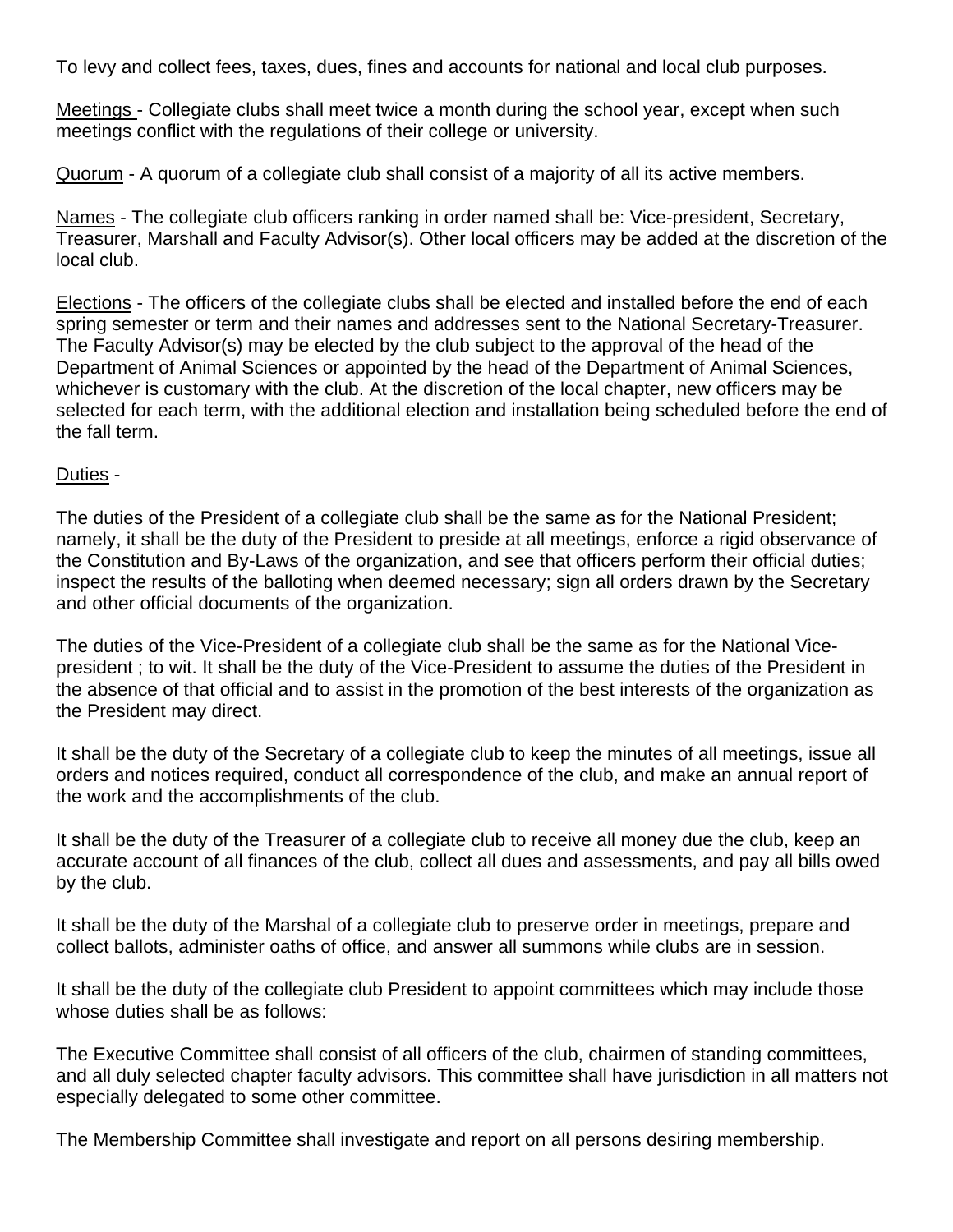To levy and collect fees, taxes, dues, fines and accounts for national and local club purposes.

Meetings - Collegiate clubs shall meet twice a month during the school year, except when such meetings conflict with the regulations of their college or university.

Quorum - A quorum of a collegiate club shall consist of a majority of all its active members.

Names - The collegiate club officers ranking in order named shall be: Vice-president, Secretary, Treasurer, Marshall and Faculty Advisor(s). Other local officers may be added at the discretion of the local club.

Elections - The officers of the collegiate clubs shall be elected and installed before the end of each spring semester or term and their names and addresses sent to the National Secretary-Treasurer. The Faculty Advisor(s) may be elected by the club subject to the approval of the head of the Department of Animal Sciences or appointed by the head of the Department of Animal Sciences, whichever is customary with the club. At the discretion of the local chapter, new officers may be selected for each term, with the additional election and installation being scheduled before the end of the fall term.

Duties -

The duties of the President of a collegiate club shall be the same as for the National President; namely, it shall be the duty of the President to preside at all meetings, enforce a rigid observance of the Constitution and By-Laws of the organization, and see that officers perform their official duties; inspect the results of the balloting when deemed necessary; sign all orders drawn by the Secretary and other official documents of the organization.

The duties of the Vice-President of a collegiate club shall be the same as for the National Vice-president ; to wit. It shall be the duty of the Vice-President to assume the duties of the President in the absence of that official and to assist in the promotion of the best interests of the organization as the President may direct.

It shall be the duty of the Secretary of a collegiate club to keep the minutes of all meetings, issue all orders and notices required, conduct all correspondence of the club, and make an annual report of the work and the accomplishments of the club.

It shall be the duty of the Treasurer of a collegiate club to receive all money due the club, keep an accurate account of all finances of the club, collect all dues and assessments, and pay all bills owed by the club.

It shall be the duty of the Marshal of a collegiate club to preserve order in meetings, prepare and collect ballots, administer oaths of office, and answer all summons while clubs are in session.

It shall be the duty of the collegiate club President to appoint committees which may include those whose duties shall be as follows:

The Executive Committee shall consist of all officers of the club, chairmen of standing committees, and all duly selected chapter faculty advisors. This committee shall have jurisdiction in all matters not especially delegated to some other committee.

The Membership Committee shall investigate and report on all persons desiring membership.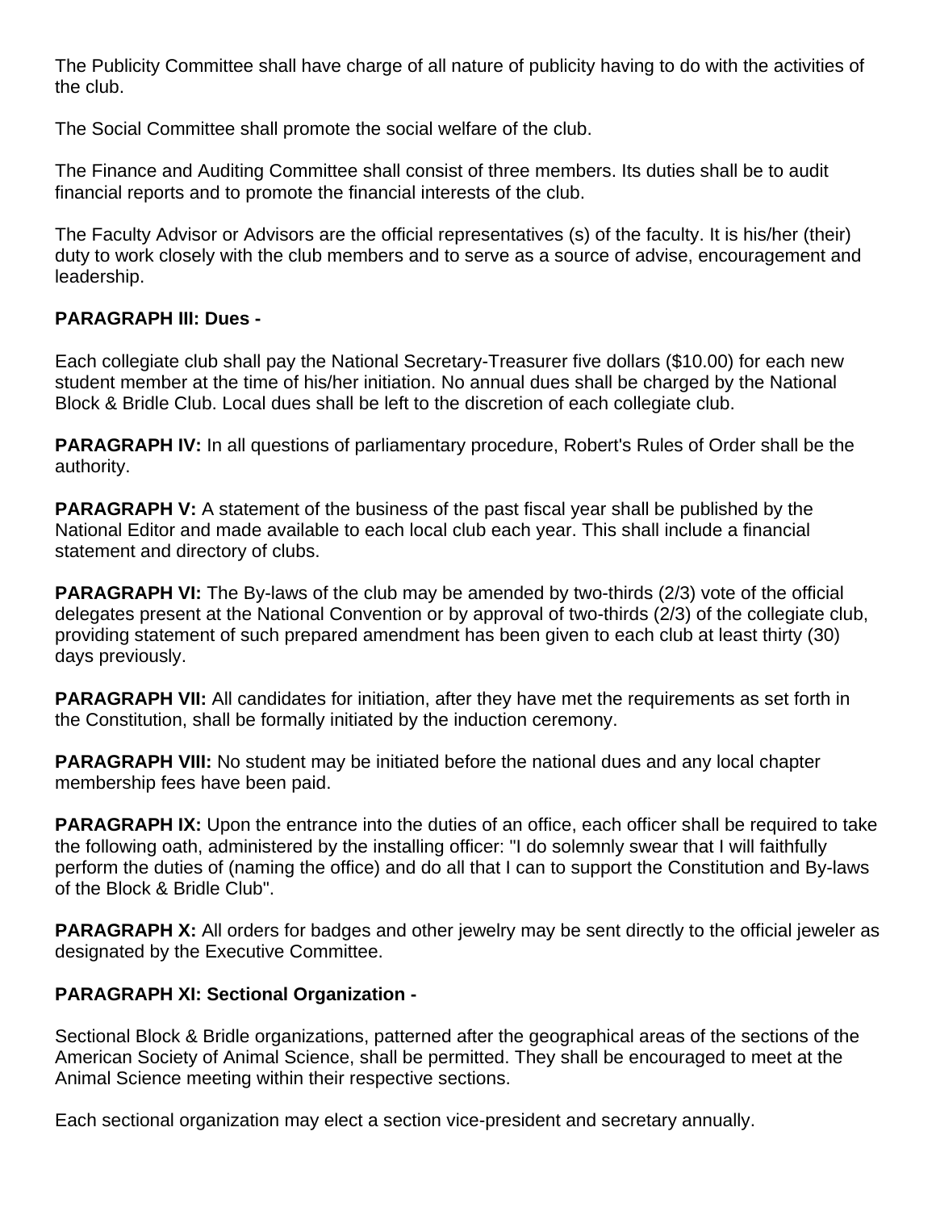The Publicity Committee shall have charge of all nature of publicity having to do with the activities of the club.

The Social Committee shall promote the social welfare of the club.

The Finance and Auditing Committee shall consist of three members. Its duties shall be to audit financial reports and to promote the financial interests of the club.

The Faculty Advisor or Advisors are the official representatives (s) of the faculty. It is his/her (their) duty to work closely with the club members and to serve as a source of advise, encouragement and leadership.

**PARAGRAPH III: Dues -**

Each collegiate club shall pay the National Secretary-Treasurer five dollars ($10.00) for each new student member at the time of his/her initiation. No annual dues shall be charged by the National Block & Bridle Club. Local dues shall be left to the discretion of each collegiate club.

**PARAGRAPH IV:** In all questions of parliamentary procedure, Robert's Rules of Order shall be the authority.

**PARAGRAPH V:** A statement of the business of the past fiscal year shall be published by the National Editor and made available to each local club each year. This shall include a financial statement and directory of clubs.

**PARAGRAPH VI:** The By-laws of the club may be amended by two-thirds (2/3) vote of the official delegates present at the National Convention or by approval of two-thirds (2/3) of the collegiate club, providing statement of such prepared amendment has been given to each club at least thirty (30) days previously.

**PARAGRAPH VII:** All candidates for initiation, after they have met the requirements as set forth in the Constitution, shall be formally initiated by the induction ceremony.

**PARAGRAPH VIII:** No student may be initiated before the national dues and any local chapter membership fees have been paid.

**PARAGRAPH IX:** Upon the entrance into the duties of an office, each officer shall be required to take the following oath, administered by the installing officer: "I do solemnly swear that I will faithfully perform the duties of (naming the office) and do all that I can to support the Constitution and By-laws of the Block & Bridle Club".

**PARAGRAPH X:** All orders for badges and other jewelry may be sent directly to the official jeweler as designated by the Executive Committee.

**PARAGRAPH XI: Sectional Organization -**

Sectional Block & Bridle organizations, patterned after the geographical areas of the sections of the American Society of Animal Science, shall be permitted. They shall be encouraged to meet at the Animal Science meeting within their respective sections.

Each sectional organization may elect a section vice-president and secretary annually.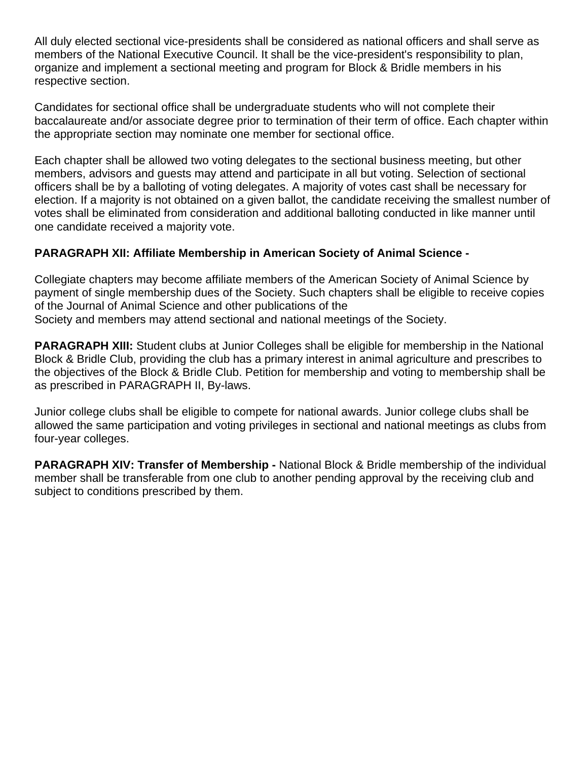All duly elected sectional vice-presidents shall be considered as national officers and shall serve as members of the National Executive Council. It shall be the vice-president's responsibility to plan, organize and implement a sectional meeting and program for Block & Bridle members in his respective section.

Candidates for sectional office shall be undergraduate students who will not complete their baccalaureate and/or associate degree prior to termination of their term of office. Each chapter within the appropriate section may nominate one member for sectional office.

Each chapter shall be allowed two voting delegates to the sectional business meeting, but other members, advisors and guests may attend and participate in all but voting. Selection of sectional officers shall be by a balloting of voting delegates. A majority of votes cast shall be necessary for election. If a majority is not obtained on a given ballot, the candidate receiving the smallest number of votes shall be eliminated from consideration and additional balloting conducted in like manner until one candidate received a majority vote.

**PARAGRAPH XII: Affiliate Membership in American Society of Animal Science -**

Collegiate chapters may become affiliate members of the American Society of Animal Science by payment of single membership dues of the Society. Such chapters shall be eligible to receive copies of the Journal of Animal Science and other publications of the Society and members may attend sectional and national meetings of the Society.

**PARAGRAPH XIII:** Student clubs at Junior Colleges shall be eligible for membership in the National Block & Bridle Club, providing the club has a primary interest in animal agriculture and prescribes to the objectives of the Block & Bridle Club. Petition for membership and voting to membership shall be as prescribed in PARAGRAPH II, By-laws.

Junior college clubs shall be eligible to compete for national awards. Junior college clubs shall be allowed the same participation and voting privileges in sectional and national meetings as clubs from four-year colleges.

**PARAGRAPH XIV: Transfer of Membership -** National Block & Bridle membership of the individual member shall be transferable from one club to another pending approval by the receiving club and subject to conditions prescribed by them.